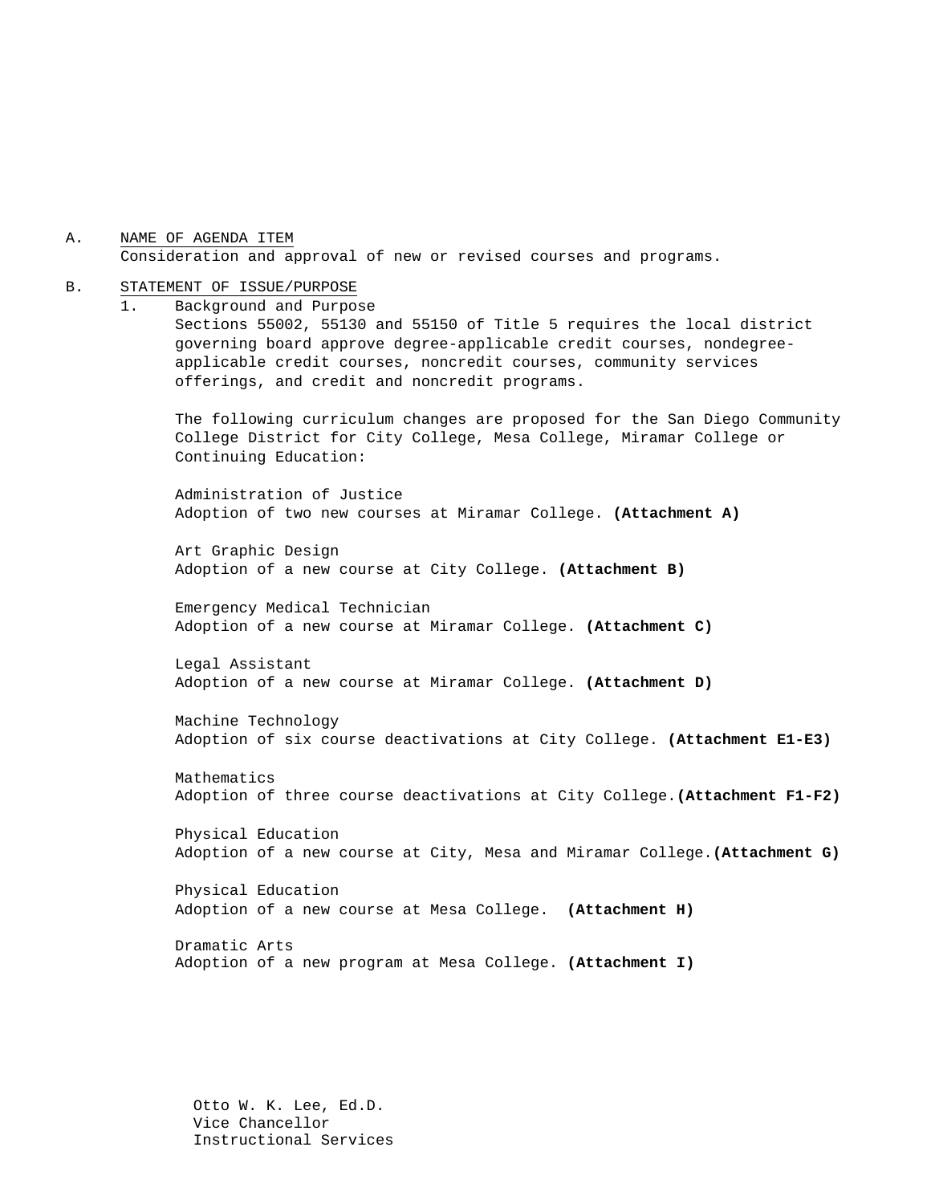A. NAME OF AGENDA ITEM
Consideration and approval of new or revised courses and programs.

B. STATEMENT OF ISSUE/PURPOSE

1. Background and Purpose
Sections 55002, 55130 and 55150 of Title 5 requires the local district governing board approve degree-applicable credit courses, nondegree-applicable credit courses, noncredit courses, community services offerings, and credit and noncredit programs.

The following curriculum changes are proposed for the San Diego Community College District for City College, Mesa College, Miramar College or Continuing Education:

Administration of Justice
Adoption of two new courses at Miramar College. **(Attachment A)**

Art Graphic Design
Adoption of a new course at City College. **(Attachment B)**

Emergency Medical Technician
Adoption of a new course at Miramar College. **(Attachment C)**

Legal Assistant
Adoption of a new course at Miramar College. **(Attachment D)**

Machine Technology
Adoption of six course deactivations at City College. **(Attachment E1-E3)**

Mathematics
Adoption of three course deactivations at City College. **(Attachment F1-F2)**

Physical Education
Adoption of a new course at City, Mesa and Miramar College. **(Attachment G)**

Physical Education
Adoption of a new course at Mesa College. **(Attachment H)**

Dramatic Arts
Adoption of a new program at Mesa College. **(Attachment I)**

Otto W. K. Lee, Ed.D.
Vice Chancellor
Instructional Services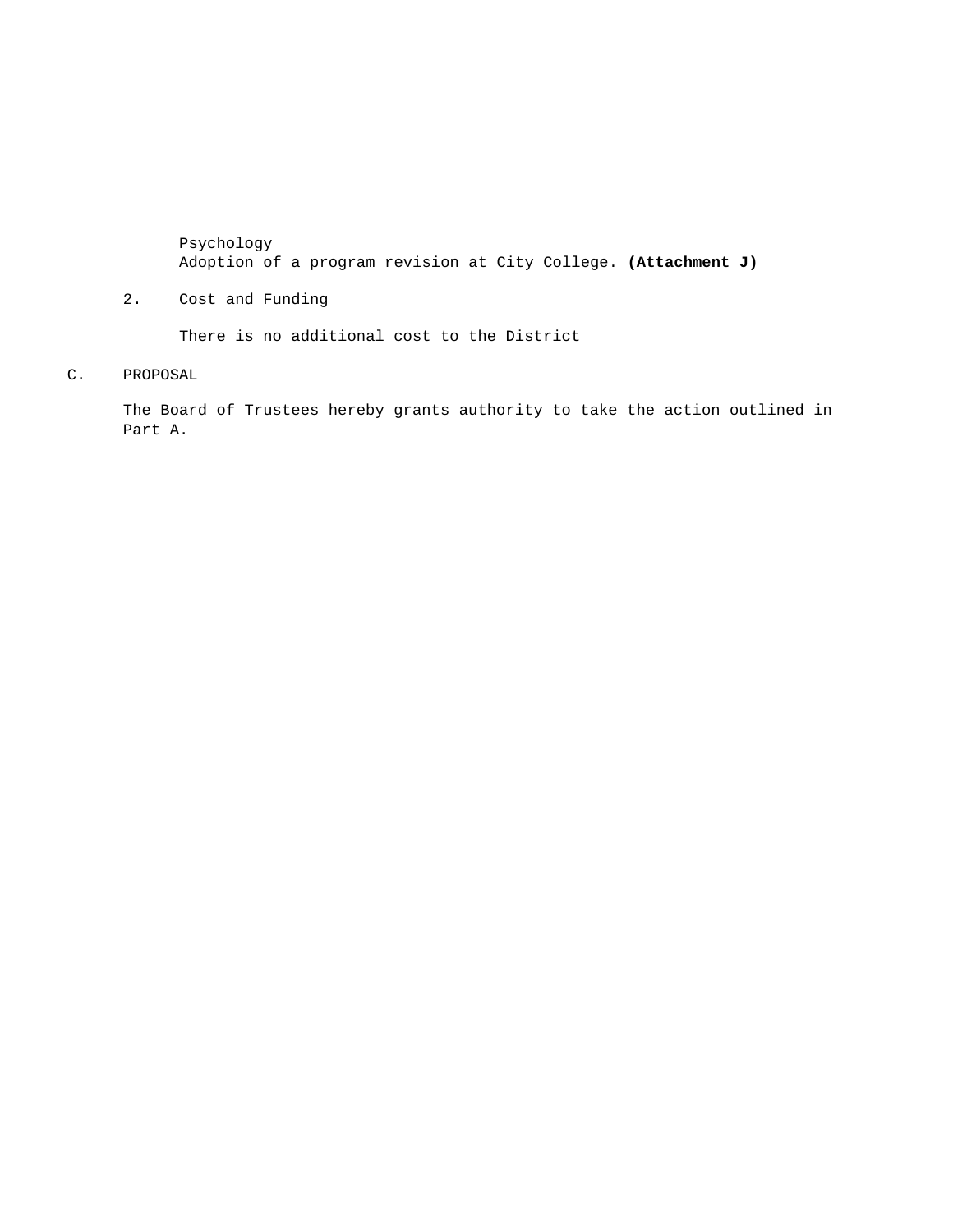Psychology
Adoption of a program revision at City College. **(Attachment J)**

2. Cost and Funding

   There is no additional cost to the District

C. PROPOSAL

The Board of Trustees hereby grants authority to take the action outlined in Part A.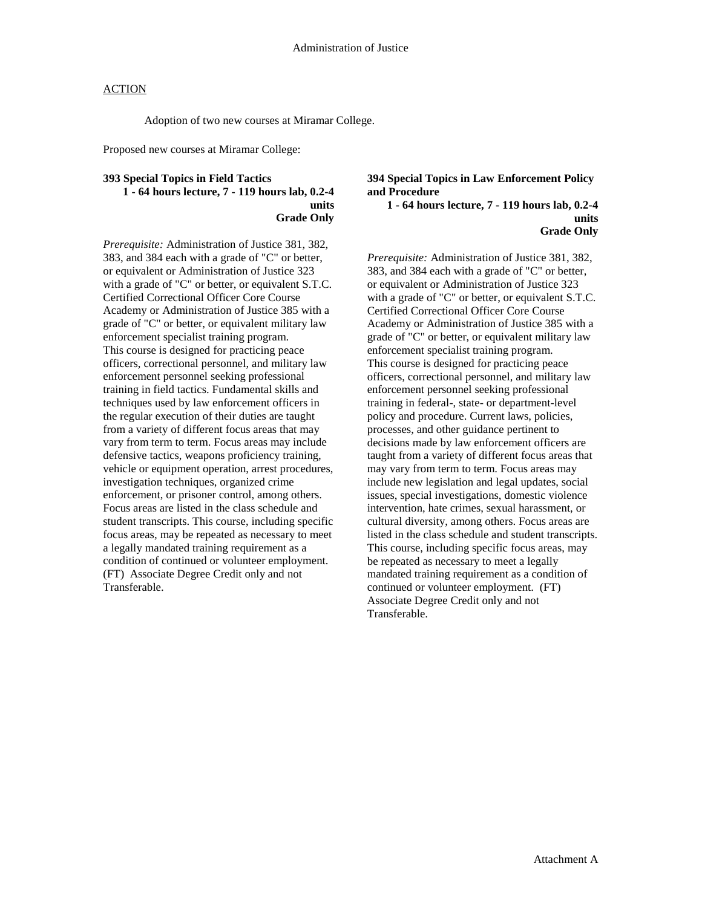## Administration of Justice

ACTION

Adoption of two new courses at Miramar College.

Proposed new courses at Miramar College:

**393 Special Topics in Field Tactics**
**1 - 64 hours lecture, 7 - 119 hours lab, 0.2-4 units**
**Grade Only**

*Prerequisite:* Administration of Justice 381, 382, 383, and 384 each with a grade of "C" or better, or equivalent or Administration of Justice 323 with a grade of "C" or better, or equivalent S.T.C. Certified Correctional Officer Core Course Academy or Administration of Justice 385 with a grade of "C" or better, or equivalent military law enforcement specialist training program.
This course is designed for practicing peace officers, correctional personnel, and military law enforcement personnel seeking professional training in field tactics. Fundamental skills and techniques used by law enforcement officers in the regular execution of their duties are taught from a variety of different focus areas that may vary from term to term. Focus areas may include defensive tactics, weapons proficiency training, vehicle or equipment operation, arrest procedures, investigation techniques, organized crime enforcement, or prisoner control, among others. Focus areas are listed in the class schedule and student transcripts. This course, including specific focus areas, may be repeated as necessary to meet a legally mandated training requirement as a condition of continued or volunteer employment. (FT) Associate Degree Credit only and not Transferable.

**394 Special Topics in Law Enforcement Policy and Procedure**
**1 - 64 hours lecture, 7 - 119 hours lab, 0.2-4 units**
**Grade Only**

*Prerequisite:* Administration of Justice 381, 382, 383, and 384 each with a grade of "C" or better, or equivalent or Administration of Justice 323 with a grade of "C" or better, or equivalent S.T.C. Certified Correctional Officer Core Course Academy or Administration of Justice 385 with a grade of "C" or better, or equivalent military law enforcement specialist training program.
This course is designed for practicing peace officers, correctional personnel, and military law enforcement personnel seeking professional training in federal-, state- or department-level policy and procedure. Current laws, policies, processes, and other guidance pertinent to decisions made by law enforcement officers are taught from a variety of different focus areas that may vary from term to term. Focus areas may include new legislation and legal updates, social issues, special investigations, domestic violence intervention, hate crimes, sexual harassment, or cultural diversity, among others. Focus areas are listed in the class schedule and student transcripts. This course, including specific focus areas, may be repeated as necessary to meet a legally mandated training requirement as a condition of continued or volunteer employment. (FT) Associate Degree Credit only and not Transferable.

Attachment A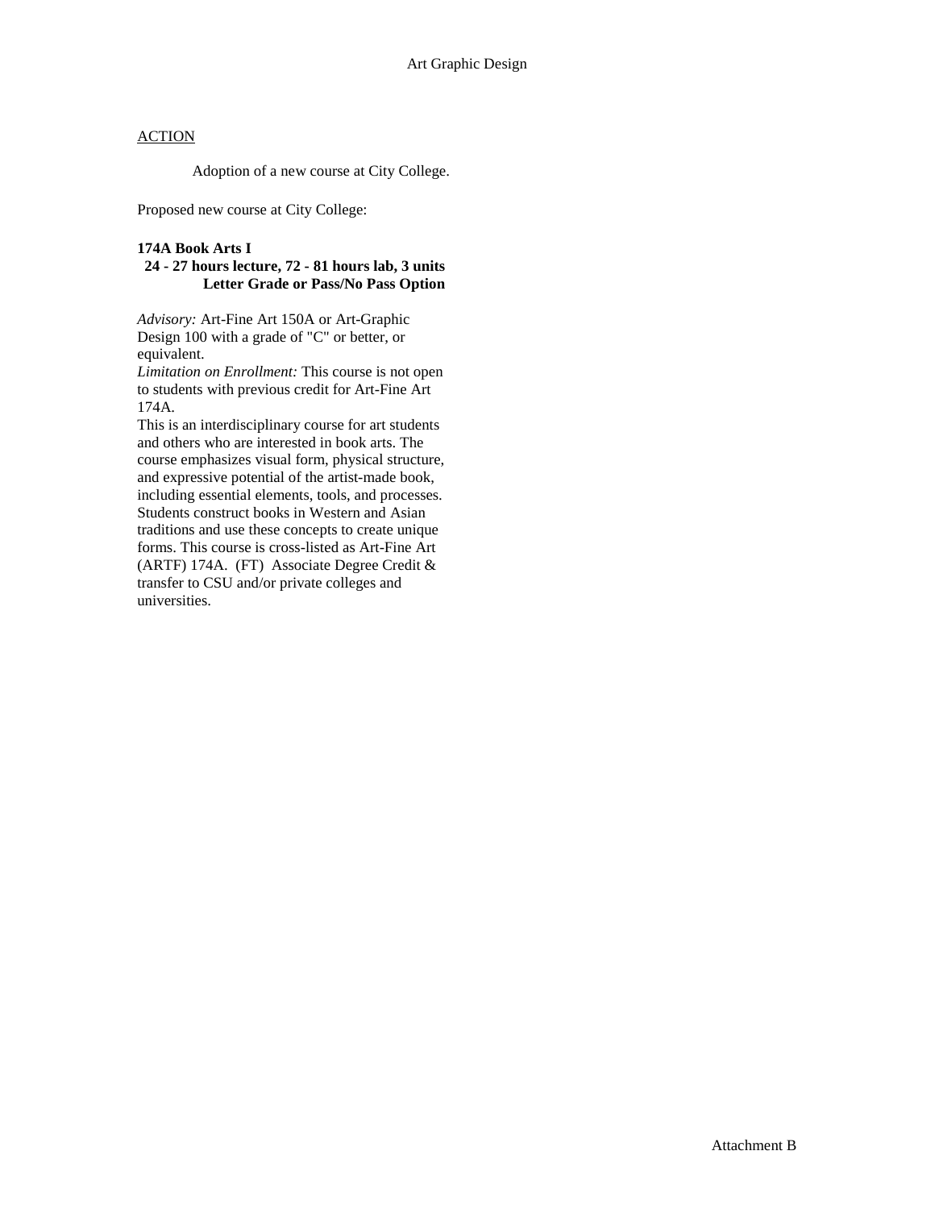Art Graphic Design

ACTION

Adoption of a new course at City College.

Proposed new course at City College:

**174A Book Arts I**
**24 - 27 hours lecture, 72 - 81 hours lab, 3 units**
**Letter Grade or Pass/No Pass Option**

*Advisory:* Art-Fine Art 150A or Art-Graphic Design 100 with a grade of "C" or better, or equivalent.
*Limitation on Enrollment:* This course is not open to students with previous credit for Art-Fine Art 174A.
This is an interdisciplinary course for art students and others who are interested in book arts. The course emphasizes visual form, physical structure, and expressive potential of the artist-made book, including essential elements, tools, and processes. Students construct books in Western and Asian traditions and use these concepts to create unique forms. This course is cross-listed as Art-Fine Art (ARTF) 174A. (FT) Associate Degree Credit & transfer to CSU and/or private colleges and universities.

Attachment B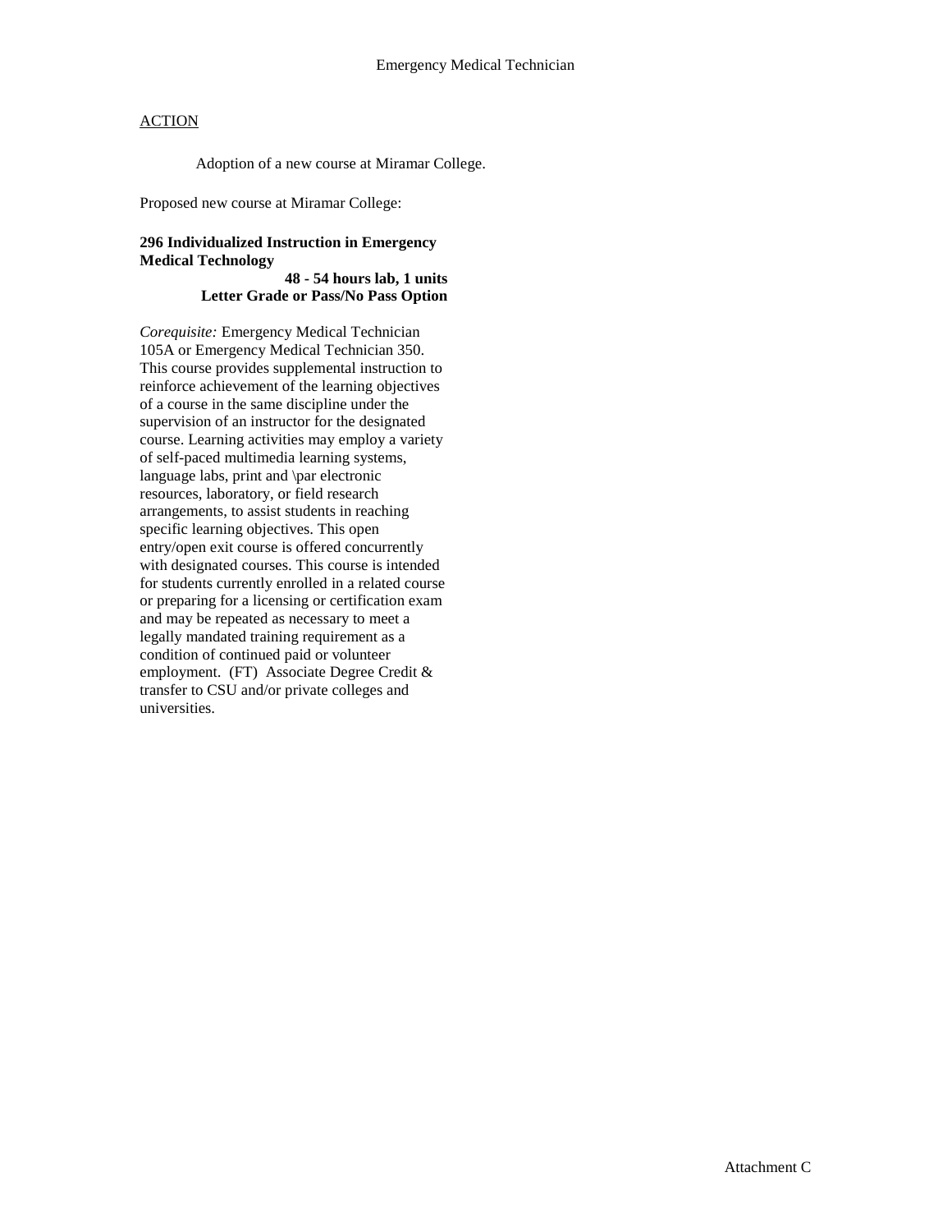Emergency Medical Technician

ACTION

Adoption of a new course at Miramar College.

Proposed new course at Miramar College:

**296 Individualized Instruction in Emergency Medical Technology**
**48 - 54 hours lab, 1 units**
**Letter Grade or Pass/No Pass Option**

*Corequisite:* Emergency Medical Technician 105A or Emergency Medical Technician 350. This course provides supplemental instruction to reinforce achievement of the learning objectives of a course in the same discipline under the supervision of an instructor for the designated course. Learning activities may employ a variety of self-paced multimedia learning systems, language labs, print and \par electronic resources, laboratory, or field research arrangements, to assist students in reaching specific learning objectives. This open entry/open exit course is offered concurrently with designated courses. This course is intended for students currently enrolled in a related course or preparing for a licensing or certification exam and may be repeated as necessary to meet a legally mandated training requirement as a condition of continued paid or volunteer employment. (FT) Associate Degree Credit & transfer to CSU and/or private colleges and universities.

Attachment C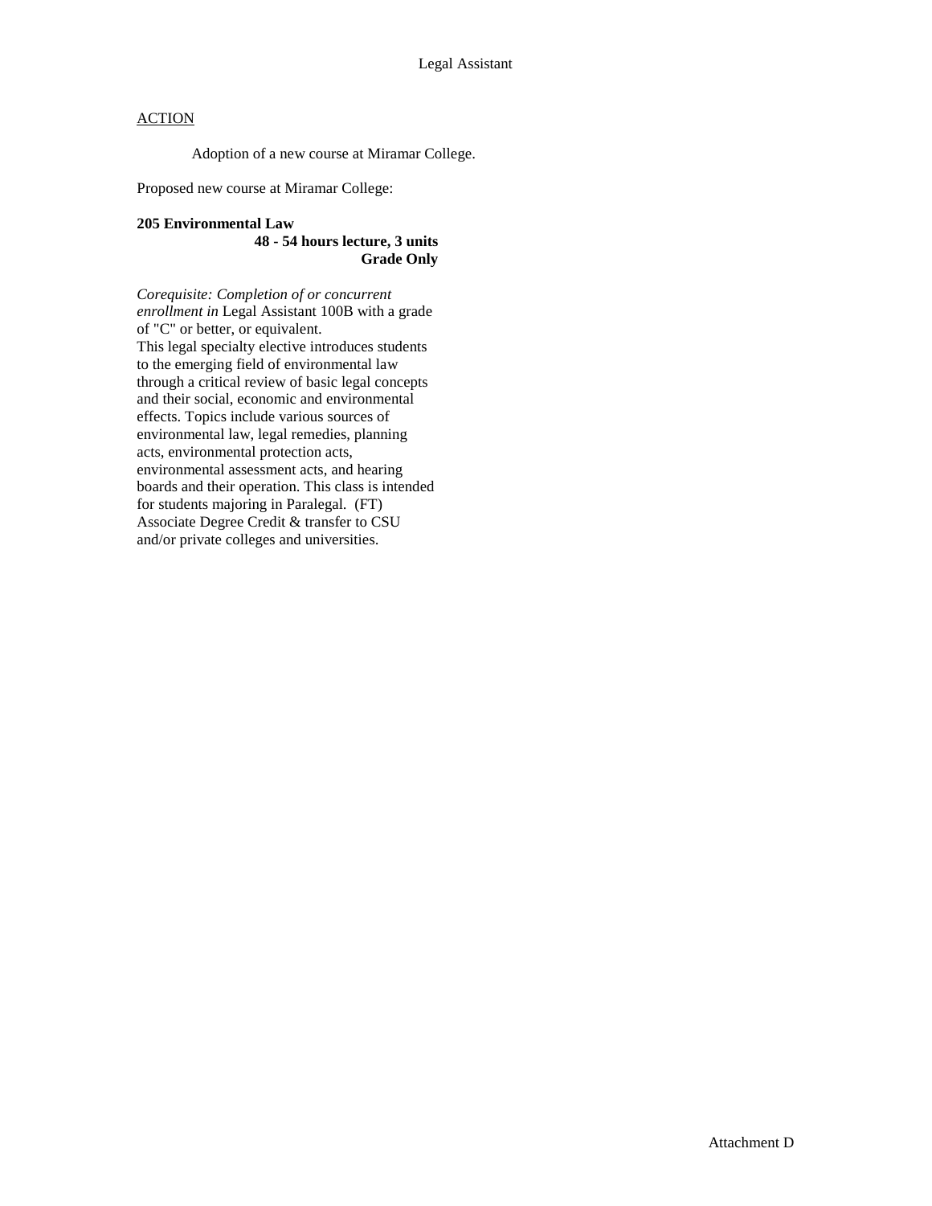# Legal Assistant

ACTION

Adoption of a new course at Miramar College.

Proposed new course at Miramar College:

**205 Environmental Law**
**48 - 54 hours lecture, 3 units**
**Grade Only**

*Corequisite: Completion of or concurrent enrollment in* Legal Assistant 100B with a grade of "C" or better, or equivalent.
This legal specialty elective introduces students to the emerging field of environmental law through a critical review of basic legal concepts and their social, economic and environmental effects. Topics include various sources of environmental law, legal remedies, planning acts, environmental protection acts, environmental assessment acts, and hearing boards and their operation. This class is intended for students majoring in Paralegal. (FT)
Associate Degree Credit & transfer to CSU and/or private colleges and universities.

Attachment D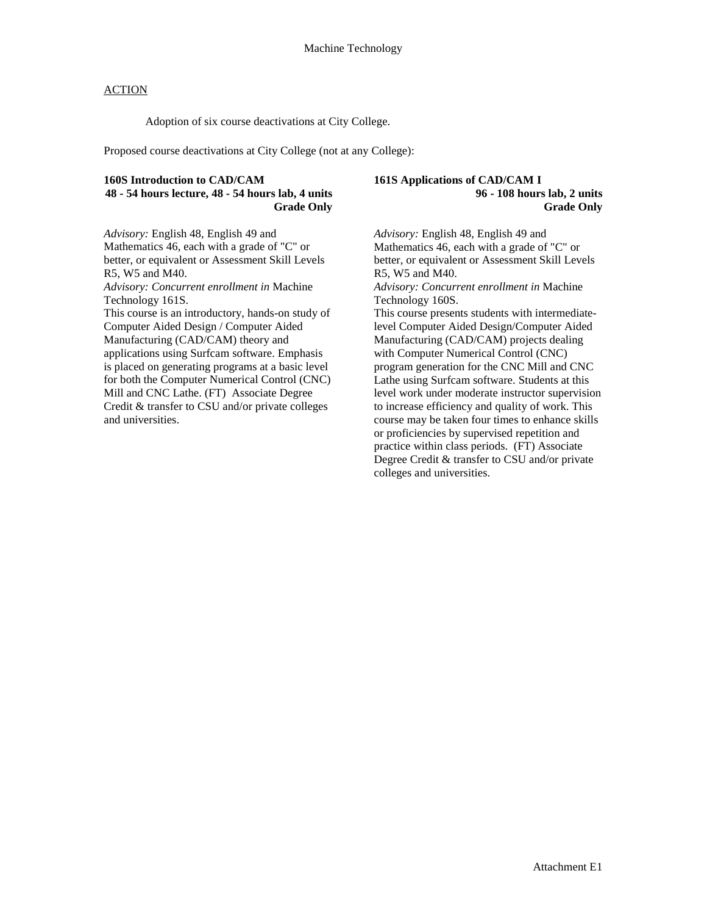Machine Technology

ACTION

Adoption of six course deactivations at City College.

Proposed course deactivations at City College (not at any College):

**160S Introduction to CAD/CAM**
**48 - 54 hours lecture, 48 - 54 hours lab, 4 units**
**Grade Only**

*Advisory:* English 48, English 49 and Mathematics 46, each with a grade of "C" or better, or equivalent or Assessment Skill Levels R5, W5 and M40.
*Advisory: Concurrent enrollment in* Machine Technology 161S.
This course is an introductory, hands-on study of Computer Aided Design / Computer Aided Manufacturing (CAD/CAM) theory and applications using Surfcam software. Emphasis is placed on generating programs at a basic level for both the Computer Numerical Control (CNC) Mill and CNC Lathe. (FT) Associate Degree Credit & transfer to CSU and/or private colleges and universities.

**161S Applications of CAD/CAM I**
**96 - 108 hours lab, 2 units**
**Grade Only**

*Advisory:* English 48, English 49 and Mathematics 46, each with a grade of "C" or better, or equivalent or Assessment Skill Levels R5, W5 and M40.
*Advisory: Concurrent enrollment in* Machine Technology 160S.
This course presents students with intermediate-level Computer Aided Design/Computer Aided Manufacturing (CAD/CAM) projects dealing with Computer Numerical Control (CNC) program generation for the CNC Mill and CNC Lathe using Surfcam software. Students at this level work under moderate instructor supervision to increase efficiency and quality of work. This course may be taken four times to enhance skills or proficiencies by supervised repetition and practice within class periods. (FT) Associate Degree Credit & transfer to CSU and/or private colleges and universities.

Attachment E1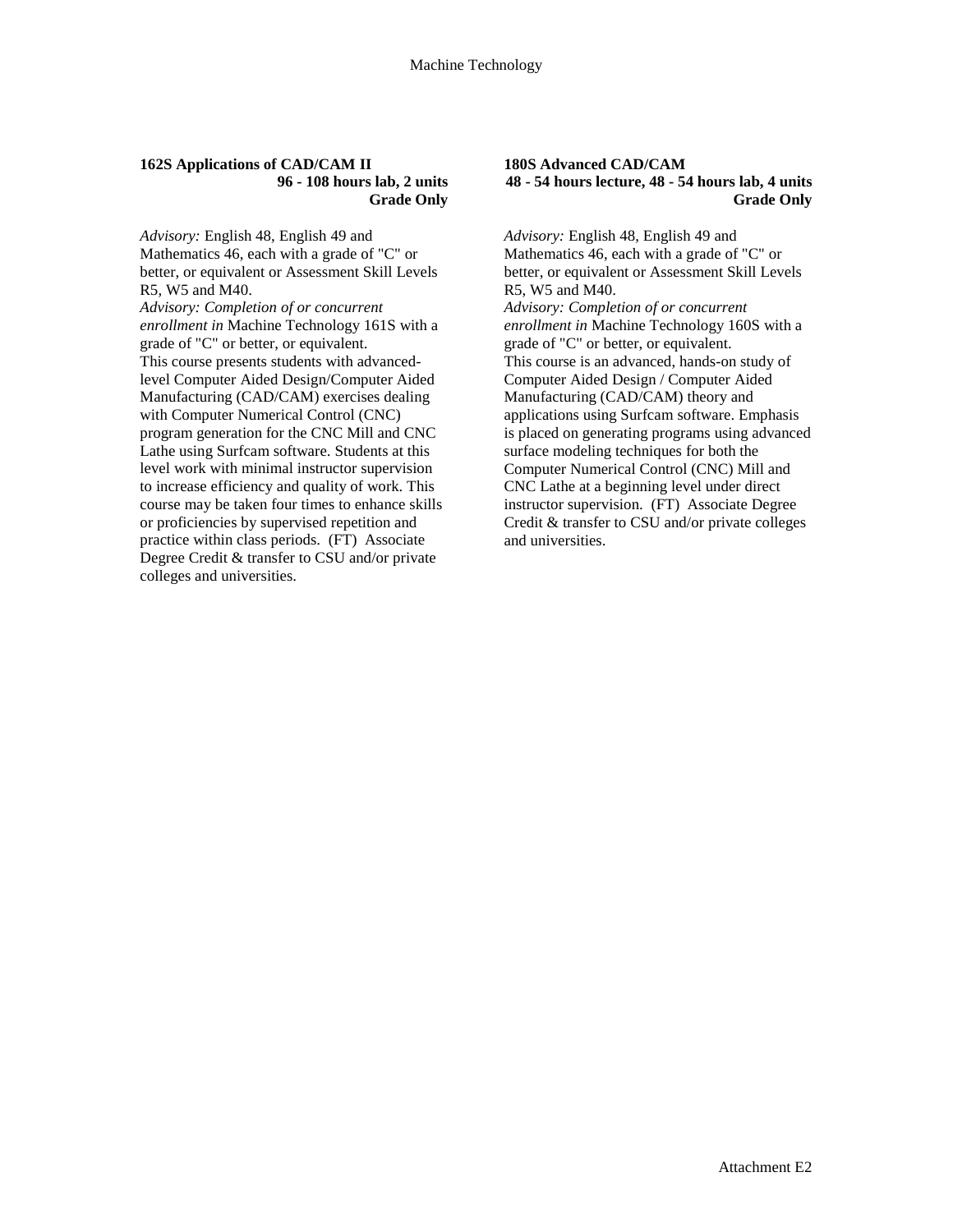**162S Applications of CAD/CAM II**
**96 - 108 hours lab, 2 units**
**Grade Only**

*Advisory:* English 48, English 49 and Mathematics 46, each with a grade of "C" or better, or equivalent or Assessment Skill Levels R5, W5 and M40.
*Advisory: Completion of or concurrent enrollment in* Machine Technology 161S with a grade of "C" or better, or equivalent.
This course presents students with advanced-level Computer Aided Design/Computer Aided Manufacturing (CAD/CAM) exercises dealing with Computer Numerical Control (CNC) program generation for the CNC Mill and CNC Lathe using Surfcam software. Students at this level work with minimal instructor supervision to increase efficiency and quality of work. This course may be taken four times to enhance skills or proficiencies by supervised repetition and practice within class periods. (FT) Associate Degree Credit & transfer to CSU and/or private colleges and universities.

**180S Advanced CAD/CAM**
**48 - 54 hours lecture, 48 - 54 hours lab, 4 units**
**Grade Only**

*Advisory:* English 48, English 49 and Mathematics 46, each with a grade of "C" or better, or equivalent or Assessment Skill Levels R5, W5 and M40.
*Advisory: Completion of or concurrent enrollment in* Machine Technology 160S with a grade of "C" or better, or equivalent.
This course is an advanced, hands-on study of Computer Aided Design / Computer Aided Manufacturing (CAD/CAM) theory and applications using Surfcam software. Emphasis is placed on generating programs using advanced surface modeling techniques for both the Computer Numerical Control (CNC) Mill and CNC Lathe at a beginning level under direct instructor supervision. (FT) Associate Degree Credit & transfer to CSU and/or private colleges and universities.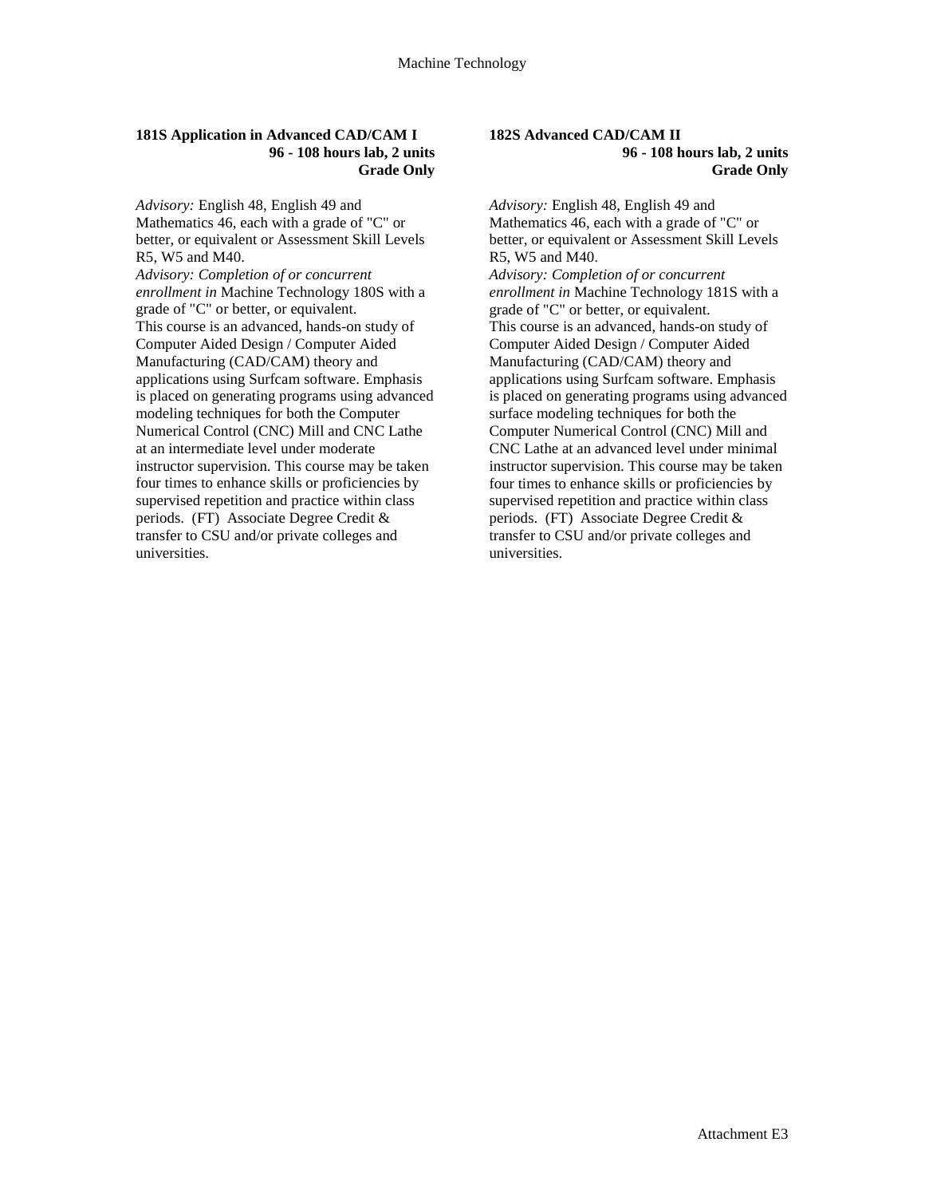**181S Application in Advanced CAD/CAM I**
**96 - 108 hours lab, 2 units**
**Grade Only**

*Advisory:* English 48, English 49 and Mathematics 46, each with a grade of "C" or better, or equivalent or Assessment Skill Levels R5, W5 and M40.
*Advisory: Completion of or concurrent enrollment in* Machine Technology 180S with a grade of "C" or better, or equivalent.
This course is an advanced, hands-on study of Computer Aided Design / Computer Aided Manufacturing (CAD/CAM) theory and applications using Surfcam software. Emphasis is placed on generating programs using advanced modeling techniques for both the Computer Numerical Control (CNC) Mill and CNC Lathe at an intermediate level under moderate instructor supervision. This course may be taken four times to enhance skills or proficiencies by supervised repetition and practice within class periods. (FT) Associate Degree Credit & transfer to CSU and/or private colleges and universities.

**182S Advanced CAD/CAM II**
**96 - 108 hours lab, 2 units**
**Grade Only**

*Advisory:* English 48, English 49 and Mathematics 46, each with a grade of "C" or better, or equivalent or Assessment Skill Levels R5, W5 and M40.
*Advisory: Completion of or concurrent enrollment in* Machine Technology 181S with a grade of "C" or better, or equivalent.
This course is an advanced, hands-on study of Computer Aided Design / Computer Aided Manufacturing (CAD/CAM) theory and applications using Surfcam software. Emphasis is placed on generating programs using advanced surface modeling techniques for both the Computer Numerical Control (CNC) Mill and CNC Lathe at an advanced level under minimal instructor supervision. This course may be taken four times to enhance skills or proficiencies by supervised repetition and practice within class periods. (FT) Associate Degree Credit & transfer to CSU and/or private colleges and universities.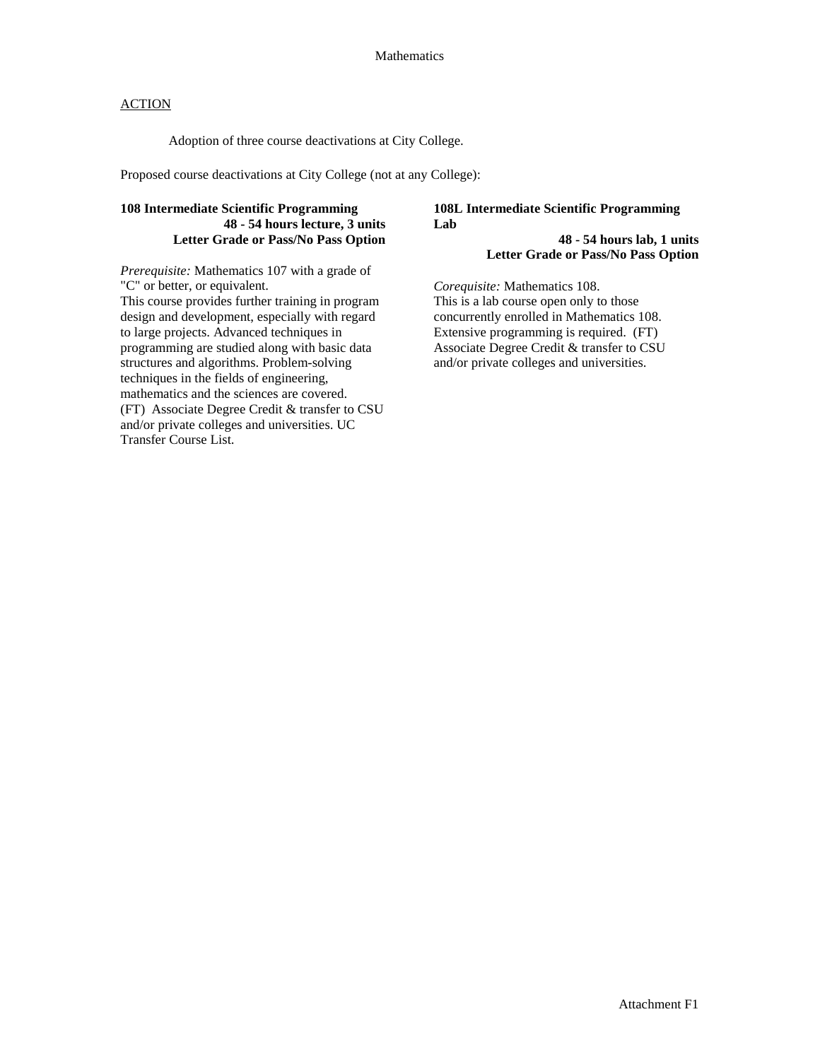Mathematics

ACTION

Adoption of three course deactivations at City College.

Proposed course deactivations at City College (not at any College):

**108 Intermediate Scientific Programming**
**48 - 54 hours lecture, 3 units**
**Letter Grade or Pass/No Pass Option**

*Prerequisite:* Mathematics 107 with a grade of "C" or better, or equivalent.
This course provides further training in program design and development, especially with regard to large projects. Advanced techniques in programming are studied along with basic data structures and algorithms. Problem-solving techniques in the fields of engineering, mathematics and the sciences are covered.
(FT) Associate Degree Credit & transfer to CSU and/or private colleges and universities. UC Transfer Course List.

**108L Intermediate Scientific Programming Lab**
**48 - 54 hours lab, 1 units**
**Letter Grade or Pass/No Pass Option**

*Corequisite:* Mathematics 108.
This is a lab course open only to those concurrently enrolled in Mathematics 108. Extensive programming is required. (FT) Associate Degree Credit & transfer to CSU and/or private colleges and universities.

Attachment F1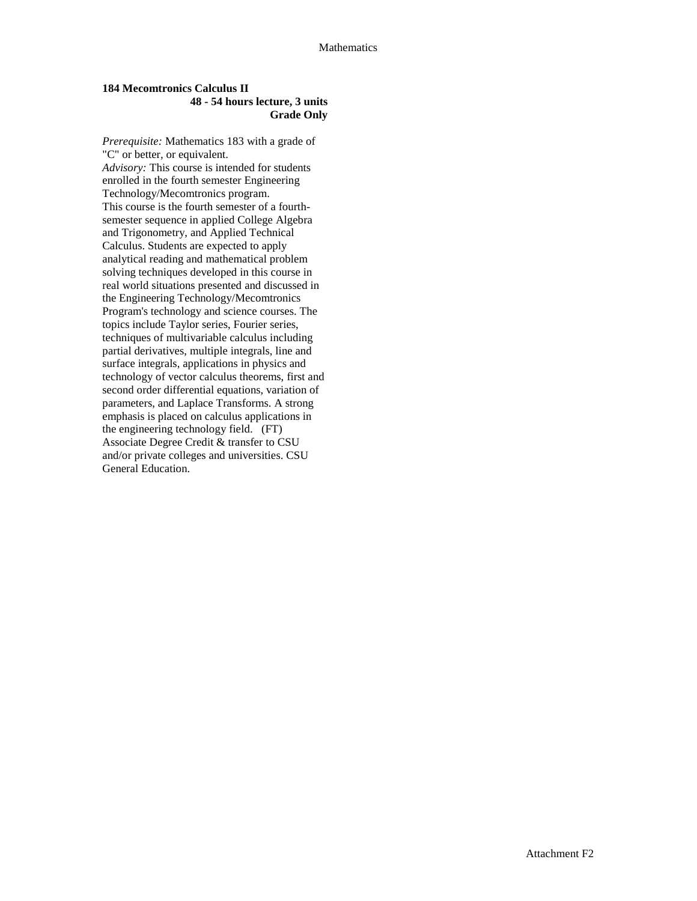**184 Mecomtronics Calculus II**

**48 - 54 hours lecture, 3 units**

**Grade Only**

*Prerequisite:* Mathematics 183 with a grade of "C" or better, or equivalent.

*Advisory:* This course is intended for students enrolled in the fourth semester Engineering Technology/Mecomtronics program.

This course is the fourth semester of a fourth-semester sequence in applied College Algebra and Trigonometry, and Applied Technical Calculus. Students are expected to apply analytical reading and mathematical problem solving techniques developed in this course in real world situations presented and discussed in the Engineering Technology/Mecomtronics Program's technology and science courses. The topics include Taylor series, Fourier series, techniques of multivariable calculus including partial derivatives, multiple integrals, line and surface integrals, applications in physics and technology of vector calculus theorems, first and second order differential equations, variation of parameters, and Laplace Transforms. A strong emphasis is placed on calculus applications in the engineering technology field. (FT) Associate Degree Credit & transfer to CSU and/or private colleges and universities. CSU General Education.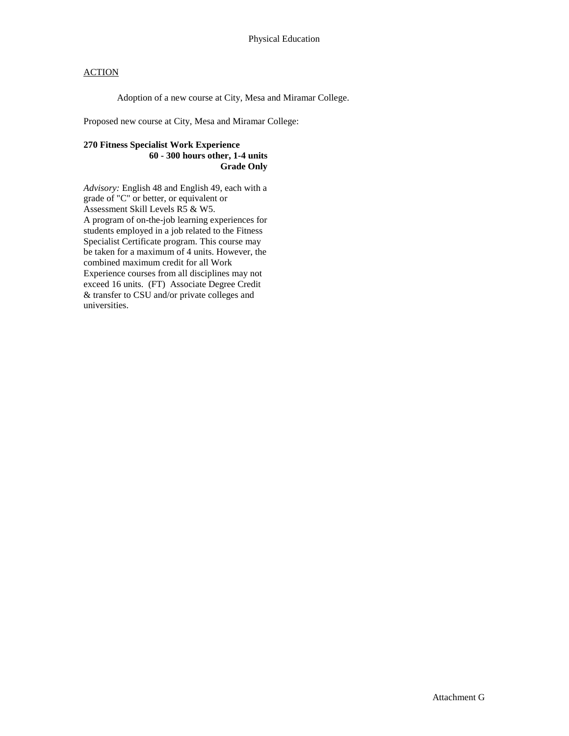Physical Education

ACTION

Adoption of a new course at City, Mesa and Miramar College.

Proposed new course at City, Mesa and Miramar College:

**270 Fitness Specialist Work Experience**
**60 - 300 hours other, 1-4 units**
**Grade Only**

*Advisory:* English 48 and English 49, each with a grade of "C" or better, or equivalent or Assessment Skill Levels R5 & W5.
A program of on-the-job learning experiences for students employed in a job related to the Fitness Specialist Certificate program. This course may be taken for a maximum of 4 units. However, the combined maximum credit for all Work Experience courses from all disciplines may not exceed 16 units. (FT) Associate Degree Credit & transfer to CSU and/or private colleges and universities.

Attachment G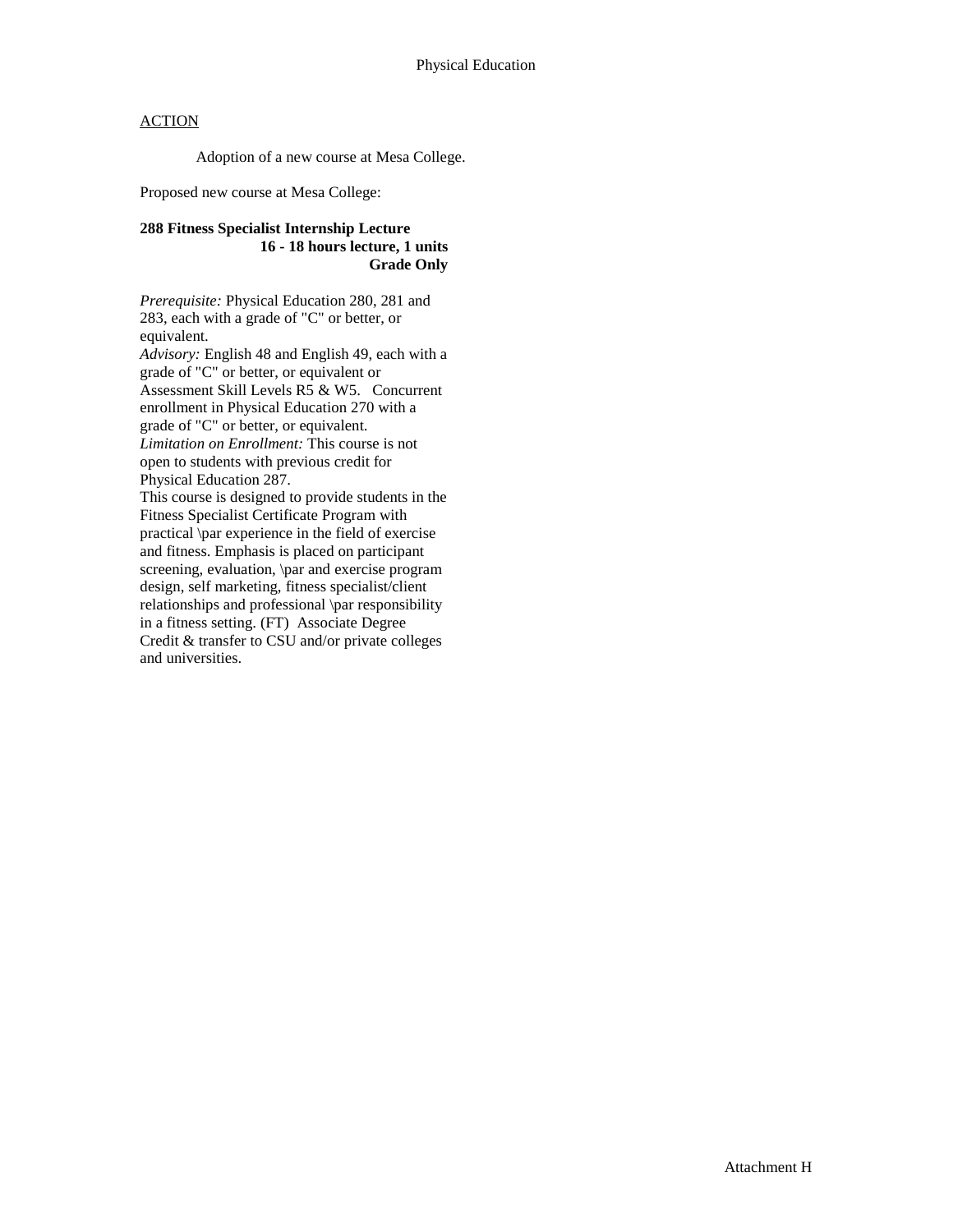ACTION

Adoption of a new course at Mesa College.

Proposed new course at Mesa College:

**288 Fitness Specialist Internship Lecture**
**16 - 18 hours lecture, 1 units**
**Grade Only**

*Prerequisite:* Physical Education 280, 281 and 283, each with a grade of "C" or better, or equivalent.
*Advisory:* English 48 and English 49, each with a grade of "C" or better, or equivalent or Assessment Skill Levels R5 & W5. Concurrent enrollment in Physical Education 270 with a grade of "C" or better, or equivalent.
*Limitation on Enrollment:* This course is not open to students with previous credit for Physical Education 287.
This course is designed to provide students in the Fitness Specialist Certificate Program with practical \par experience in the field of exercise and fitness. Emphasis is placed on participant screening, evaluation, \par and exercise program design, self marketing, fitness specialist/client relationships and professional \par responsibility in a fitness setting. (FT) Associate Degree Credit & transfer to CSU and/or private colleges and universities.

Attachment H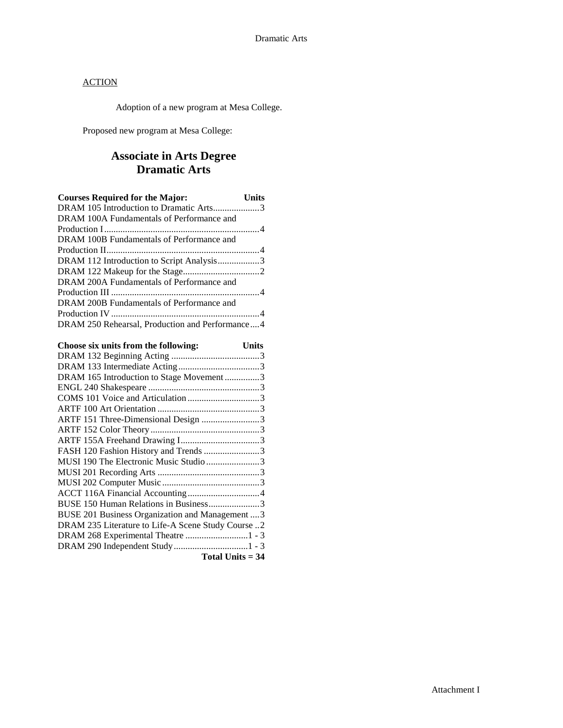ACTION

Adoption of a new program at Mesa College.

Proposed new program at Mesa College:

# Associate in Arts Degree
# Dramatic Arts

| Courses Required for the Major: | Units |
|---|---|
| DRAM 105 Introduction to Dramatic Arts | 3 |
| DRAM 100A Fundamentals of Performance and Production I | 4 |
| DRAM 100B Fundamentals of Performance and Production II | 4 |
| DRAM 112 Introduction to Script Analysis | 3 |
| DRAM 122 Makeup for the Stage | 2 |
| DRAM 200A Fundamentals of Performance and Production III | 4 |
| DRAM 200B Fundamentals of Performance and Production IV | 4 |
| DRAM 250 Rehearsal, Production and Performance | 4 |

| Choose six units from the following: | Units |
|---|---|
| DRAM 132 Beginning Acting | 3 |
| DRAM 133 Intermediate Acting | 3 |
| DRAM 165 Introduction to Stage Movement | 3 |
| ENGL 240 Shakespeare | 3 |
| COMS 101 Voice and Articulation | 3 |
| ARTF 100 Art Orientation | 3 |
| ARTF 151 Three-Dimensional Design | 3 |
| ARTF 152 Color Theory | 3 |
| ARTF 155A Freehand Drawing I | 3 |
| FASH 120 Fashion History and Trends | 3 |
| MUSI 190 The Electronic Music Studio | 3 |
| MUSI 201 Recording Arts | 3 |
| MUSI 202 Computer Music | 3 |
| ACCT 116A Financial Accounting | 4 |
| BUSE 150 Human Relations in Business | 3 |
| BUSE 201 Business Organization and Management | 3 |
| DRAM 235 Literature to Life-A Scene Study Course | 2 |
| DRAM 268 Experimental Theatre | 1 - 3 |
| DRAM 290 Independent Study | 1 - 3 |
| | **Total Units = 34** |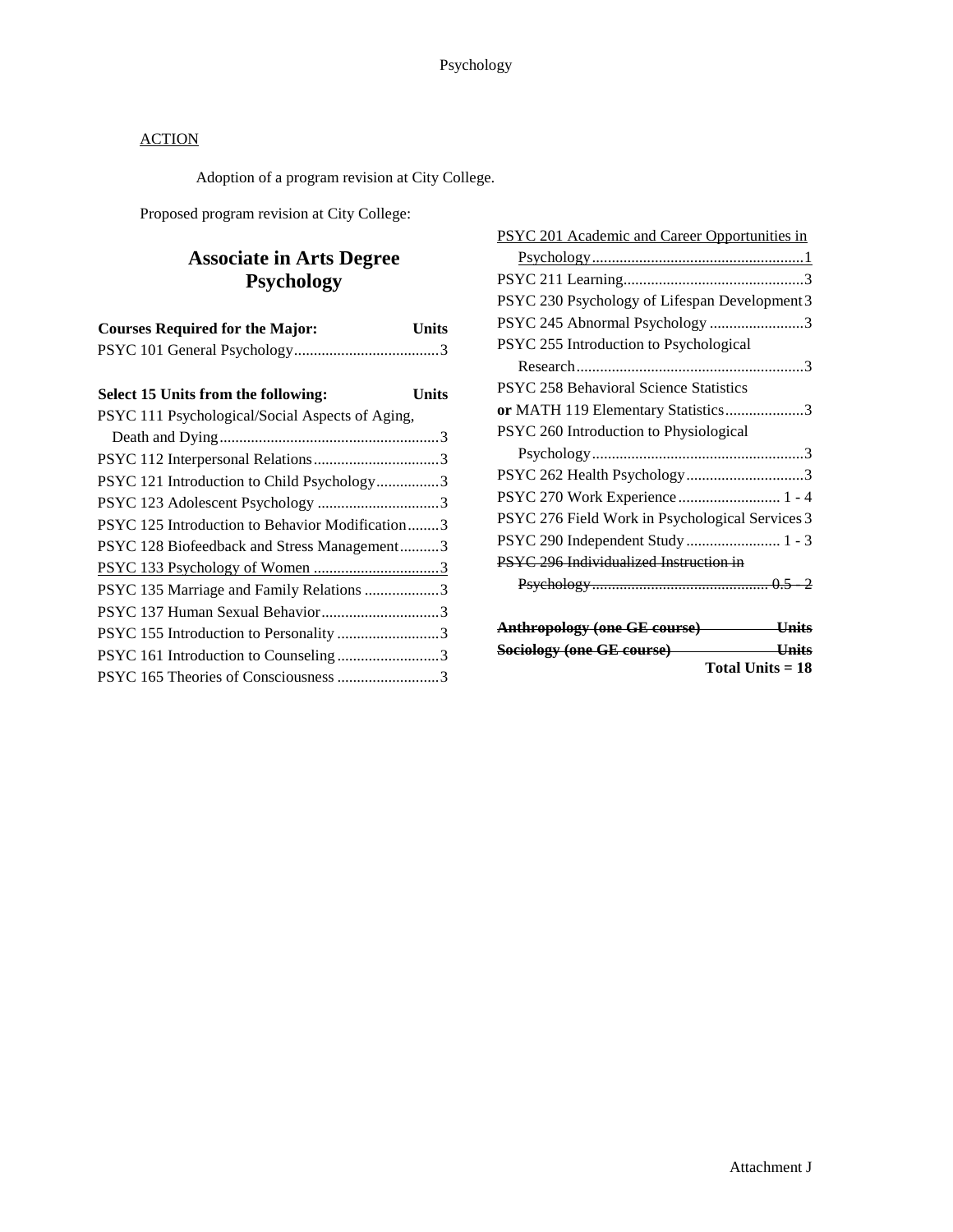ACTION

Adoption of a program revision at City College.

Proposed program revision at City College:

## Associate in Arts Degree Psychology

| Courses Required for the Major: | Units |
|---|---|
| PSYC 101 General Psychology | 3 |

| Select 15 Units from the following: | Units |
|---|---|
| PSYC 111 Psychological/Social Aspects of Aging, Death and Dying | 3 |
| PSYC 112 Interpersonal Relations | 3 |
| PSYC 121 Introduction to Child Psychology | 3 |
| PSYC 123 Adolescent Psychology | 3 |
| PSYC 125 Introduction to Behavior Modification | 3 |
| PSYC 128 Biofeedback and Stress Management | 3 |
| <u>PSYC 133 Psychology of Women</u> | <u>3</u> |
| PSYC 135 Marriage and Family Relations | 3 |
| PSYC 137 Human Sexual Behavior | 3 |
| PSYC 155 Introduction to Personality | 3 |
| PSYC 161 Introduction to Counseling | 3 |
| PSYC 165 Theories of Consciousness | 3 |
| <u>PSYC 201 Academic and Career Opportunities in Psychology</u> | <u>1</u> |
| PSYC 211 Learning | 3 |
| PSYC 230 Psychology of Lifespan Development | 3 |
| PSYC 245 Abnormal Psychology | 3 |
| PSYC 255 Introduction to Psychological Research | 3 |
| PSYC 258 Behavioral Science Statistics **or** MATH 119 Elementary Statistics | 3 |
| PSYC 260 Introduction to Physiological Psychology | 3 |
| PSYC 262 Health Psychology | 3 |
| PSYC 270 Work Experience | 1 - 4 |
| PSYC 276 Field Work in Psychological Services | 3 |
| PSYC 290 Independent Study | 1 - 3 |
| ~~PSYC 296 Individualized Instruction in Psychology~~ | ~~0.5 - 2~~ |

| | |
|---|---|
| ~~**Anthropology (one GE course)**~~ | ~~**Units**~~ |
| ~~**Sociology (one GE course)**~~ | ~~**Units**~~ |

**Total Units = 18**